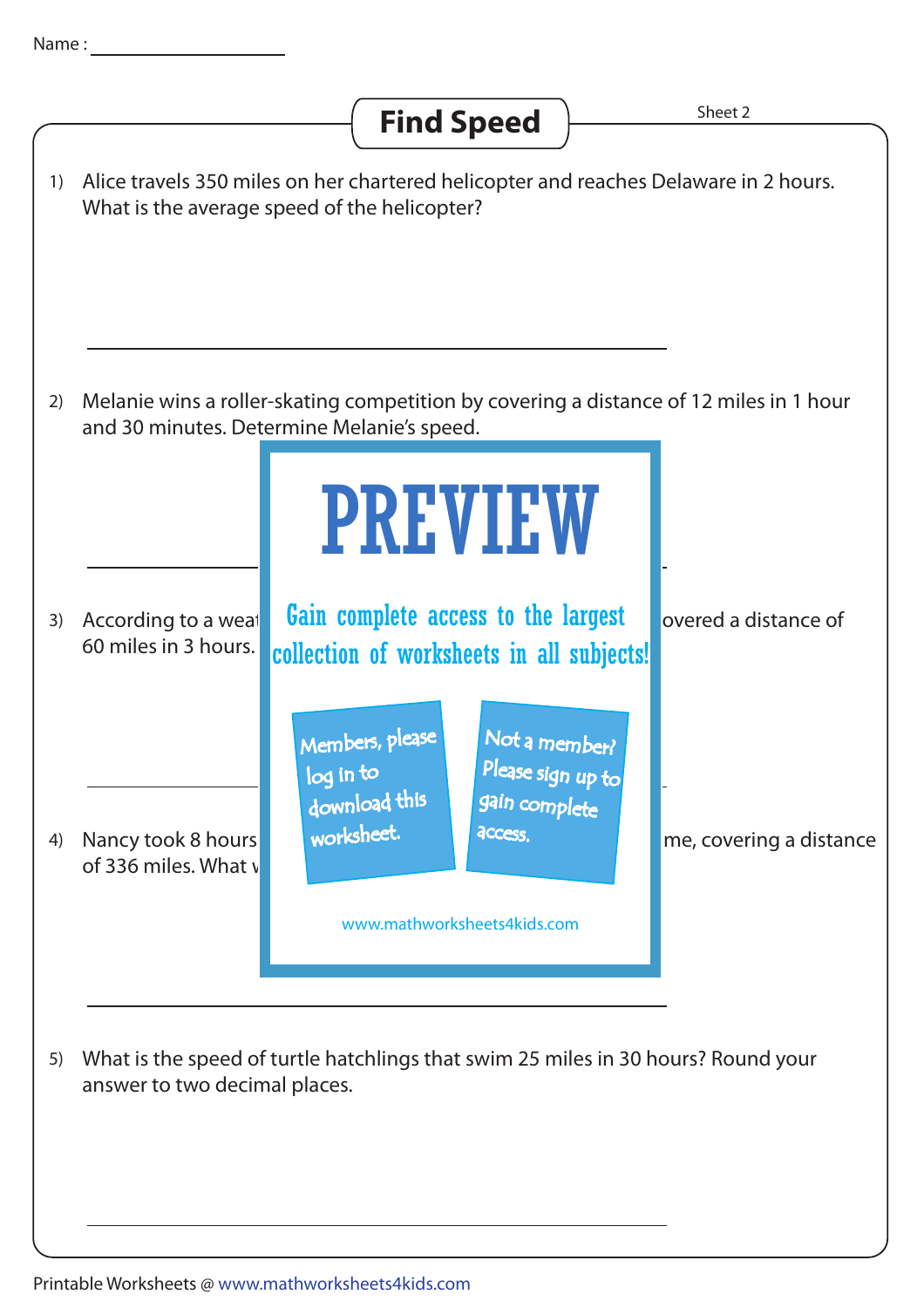Name : ____________________

# Find Speed

Sheet 2

1) Alice travels 350 miles on her chartered helicopter and reaches Delaware in 2 hours. What is the average speed of the helicopter?

______________________________________________

2) Melanie wins a roller-skating competition by covering a distance of 12 miles in 1 hour and 30 minutes. Determine Melanie's speed.

______________________________________________

PREVIEW

Gain complete access to the largest collection of worksheets in all subjects!

Members, please log in to download this worksheet.

Not a member? Please sign up to gain complete access.

www.mathworksheets4kids.com

3) According to a weat overed a distance of 60 miles in 3 hours.

______________________________________________

4) Nancy took 8 hours me, covering a distance of 336 miles. What v

______________________________________________

5) What is the speed of turtle hatchlings that swim 25 miles in 30 hours? Round your answer to two decimal places.

______________________________________________

Printable Worksheets @ www.mathworksheets4kids.com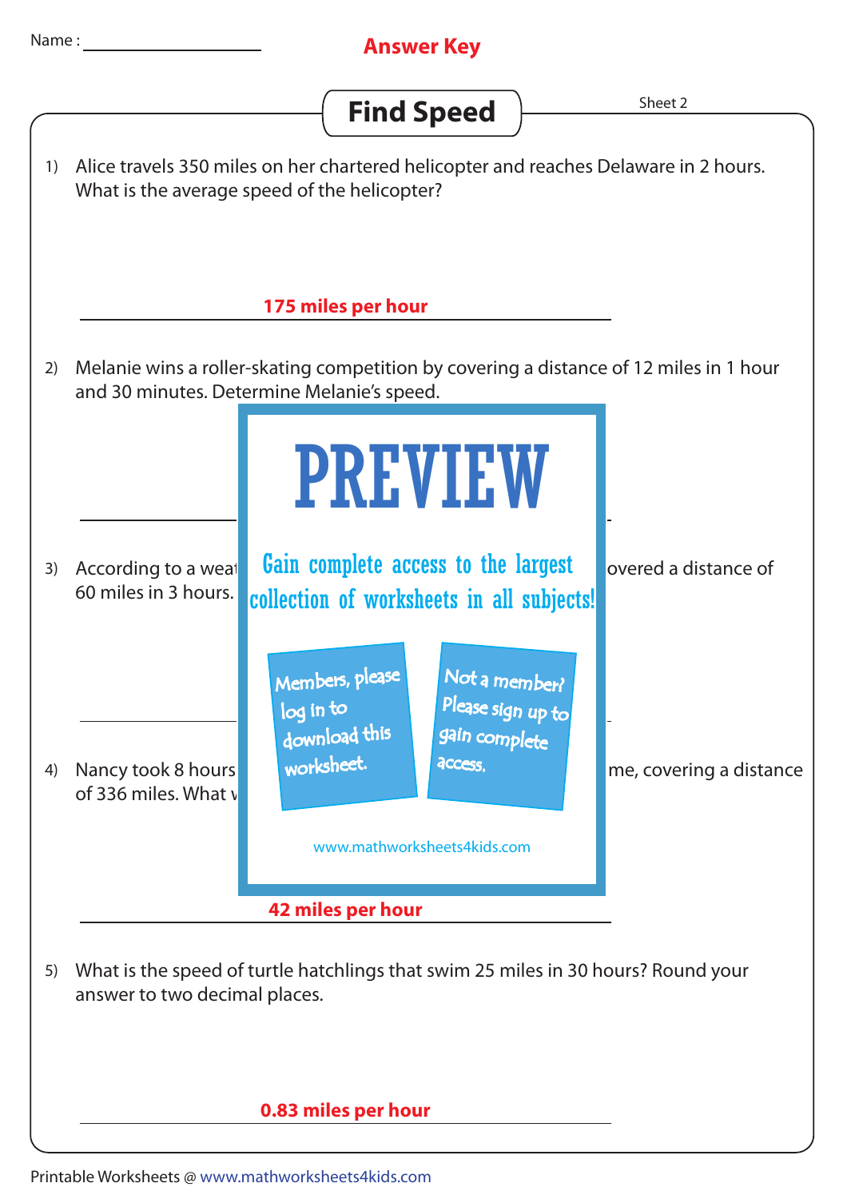Name :

**Answer Key**

# Find Speed

Sheet 2

1) Alice travels 350 miles on her chartered helicopter and reaches Delaware in 2 hours. What is the average speed of the helicopter?

**175 miles per hour**

2) Melanie wins a roller-skating competition by covering a distance of 12 miles in 1 hour and 30 minutes. Determine Melanie's speed.

3) According to a weat ... overed a distance of 60 miles in 3 hours.

**PREVIEW**

Gain complete access to the largest collection of worksheets in all subjects!

Members, please log in to download this worksheet.

Not a member? Please sign up to gain complete access.

www.mathworksheets4kids.com

4) Nancy took 8 hours ... me, covering a distance of 336 miles. What v

**42 miles per hour**

5) What is the speed of turtle hatchlings that swim 25 miles in 30 hours? Round your answer to two decimal places.

**0.83 miles per hour**

Printable Worksheets @ www.mathworksheets4kids.com